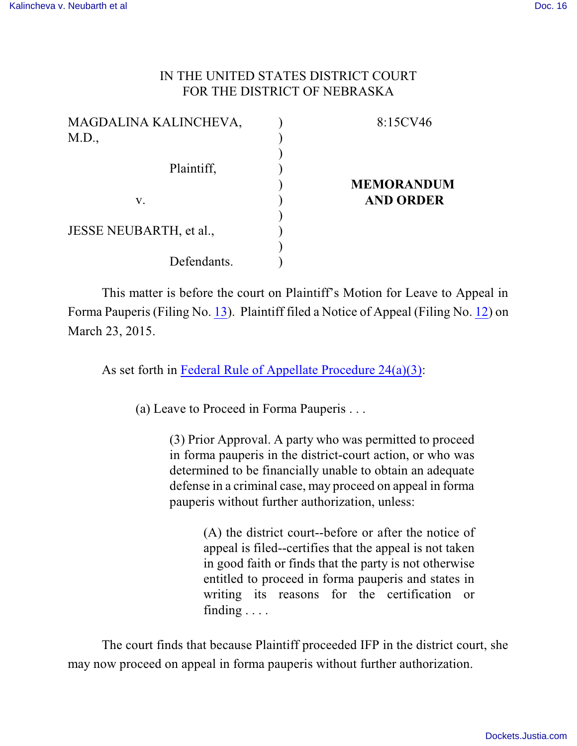IN THE UNITED STATES DISTRICT COURT
FOR THE DISTRICT OF NEBRASKA

| | | |
|---|---|---|
| MAGDALINA KALINCHEVA, M.D., | ) | 8:15CV46 |
| Plaintiff, | ) | |
| v. | ) | **MEMORANDUM AND ORDER** |
| JESSE NEUBARTH, et al., | ) | |
| Defendants. | ) | |

This matter is before the court on Plaintiff's Motion for Leave to Appeal in Forma Pauperis (Filing No. 13). Plaintiff filed a Notice of Appeal (Filing No. 12) on March 23, 2015.

As set forth in Federal Rule of Appellate Procedure 24(a)(3):

> (a) Leave to Proceed in Forma Pauperis . . .
>
> > (3) Prior Approval. A party who was permitted to proceed in forma pauperis in the district-court action, or who was determined to be financially unable to obtain an adequate defense in a criminal case, may proceed on appeal in forma pauperis without further authorization, unless:
> >
> > > (A) the district court--before or after the notice of appeal is filed--certifies that the appeal is not taken in good faith or finds that the party is not otherwise entitled to proceed in forma pauperis and states in writing its reasons for the certification or finding . . . .

The court finds that because Plaintiff proceeded IFP in the district court, she may now proceed on appeal in forma pauperis without further authorization.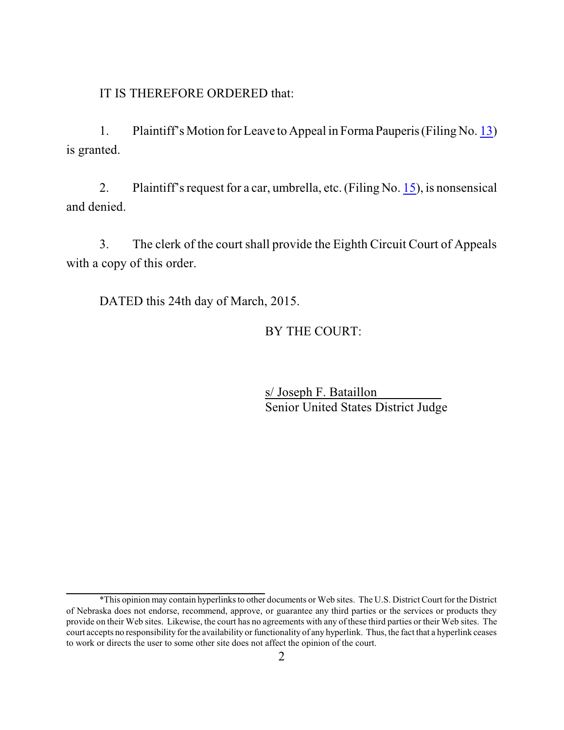IT IS THEREFORE ORDERED that:

1. Plaintiff's Motion for Leave to Appeal in Forma Pauperis (Filing No. 13) is granted.

2. Plaintiff's request for a car, umbrella, etc. (Filing No. 15), is nonsensical and denied.

3. The clerk of the court shall provide the Eighth Circuit Court of Appeals with a copy of this order.

DATED this 24th day of March, 2015.

BY THE COURT:

s/ Joseph F. Bataillon
Senior United States District Judge

---

*This opinion may contain hyperlinks to other documents or Web sites. The U.S. District Court for the District of Nebraska does not endorse, recommend, approve, or guarantee any third parties or the services or products they provide on their Web sites. Likewise, the court has no agreements with any of these third parties or their Web sites. The court accepts no responsibility for the availability or functionality of any hyperlink. Thus, the fact that a hyperlink ceases to work or directs the user to some other site does not affect the opinion of the court.